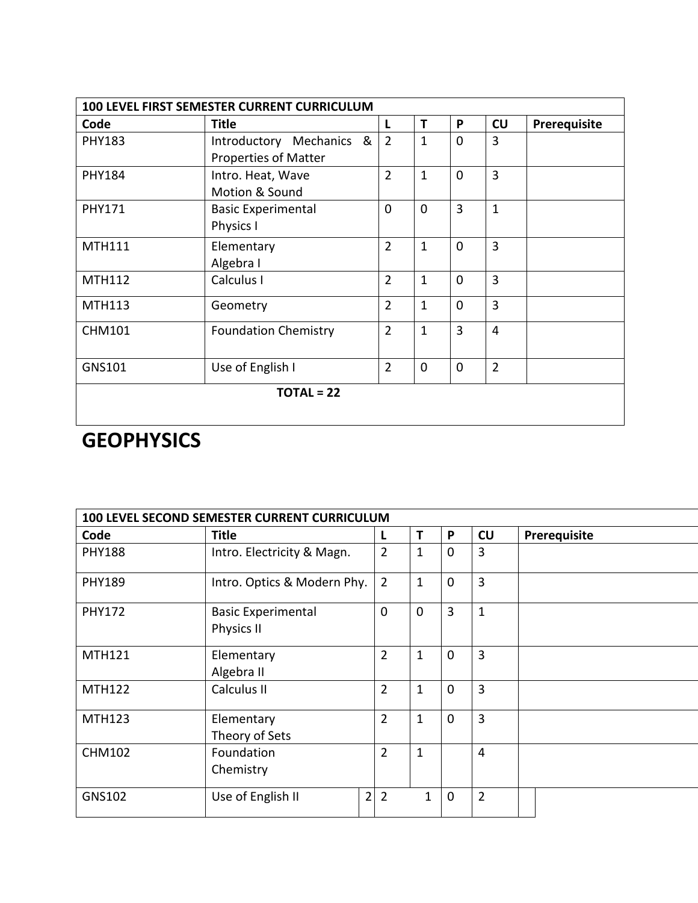| 100 LEVEL FIRST SEMESTER CURRENT CURRICULUM | | | | | | |
|---|---|---|---|---|---|---|
| **Code** | **Title** | **L** | **T** | **P** | **CU** | **Prerequisite** |
| PHY183 | Introductory Mechanics & Properties of Matter | 2 | 1 | 0 | 3 | |
| PHY184 | Intro. Heat, Wave Motion & Sound | 2 | 1 | 0 | 3 | |
| PHY171 | Basic Experimental Physics I | 0 | 0 | 3 | 1 | |
| MTH111 | Elementary Algebra I | 2 | 1 | 0 | 3 | |
| MTH112 | Calculus I | 2 | 1 | 0 | 3 | |
| MTH113 | Geometry | 2 | 1 | 0 | 3 | |
| CHM101 | Foundation Chemistry | 2 | 1 | 3 | 4 | |
| GNS101 | Use of English I | 2 | 0 | 0 | 2 | |
| **TOTAL = 22** | | | | | | |

# GEOPHYSICS

| 100 LEVEL SECOND SEMESTER CURRENT CURRICULUM | | | | | | |
|---|---|---|---|---|---|---|
| **Code** | **Title** | **L** | **T** | **P** | **CU** | **Prerequisite** |
| PHY188 | Intro. Electricity & Magn. | 2 | 1 | 0 | 3 | |
| PHY189 | Intro. Optics & Modern Phy. | 2 | 1 | 0 | 3 | |
| PHY172 | Basic Experimental Physics II | 0 | 0 | 3 | 1 | |
| MTH121 | Elementary Algebra II | 2 | 1 | 0 | 3 | |
| MTH122 | Calculus II | 2 | 1 | 0 | 3 | |
| MTH123 | Elementary Theory of Sets | 2 | 1 | 0 | 3 | |
| CHM102 | Foundation Chemistry | 2 | 1 | | 4 | |
| GNS102 | Use of English II 2 | 2 | 1 | 0 | 2 | |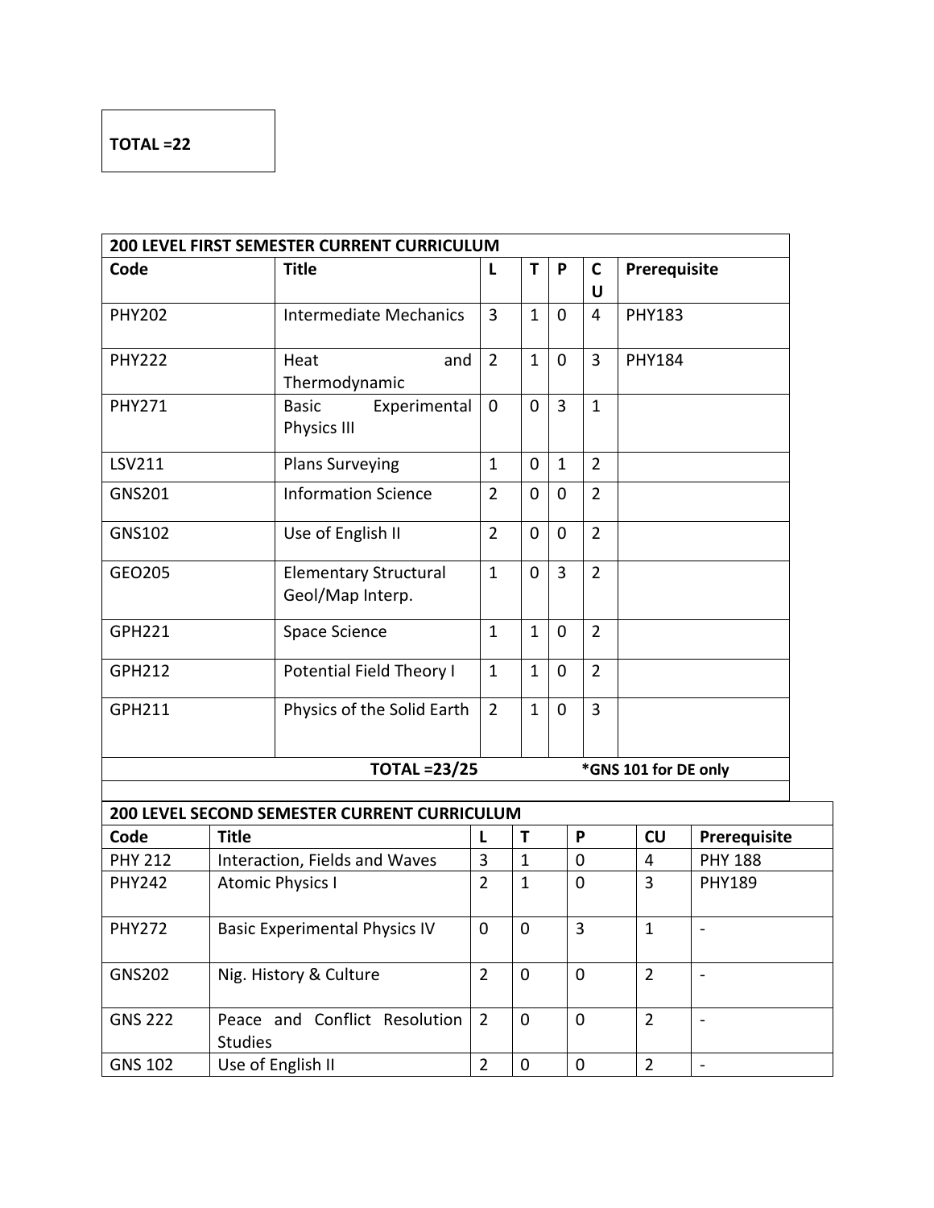**TOTAL =22**

| 200 LEVEL FIRST SEMESTER CURRENT CURRICULUM | | | | | | |
|---|---|---|---|---|---|---|
| **Code** | **Title** | **L** | **T** | **P** | **CU** | **Prerequisite** |
| PHY202 | Intermediate Mechanics | 3 | 1 | 0 | 4 | PHY183 |
| PHY222 | Heat and Thermodynamic | 2 | 1 | 0 | 3 | PHY184 |
| PHY271 | Basic Experimental Physics III | 0 | 0 | 3 | 1 | |
| LSV211 | Plans Surveying | 1 | 0 | 1 | 2 | |
| GNS201 | Information Science | 2 | 0 | 0 | 2 | |
| GNS102 | Use of English II | 2 | 0 | 0 | 2 | |
| GEO205 | Elementary Structural Geol/Map Interp. | 1 | 0 | 3 | 2 | |
| GPH221 | Space Science | 1 | 1 | 0 | 2 | |
| GPH212 | Potential Field Theory I | 1 | 1 | 0 | 2 | |
| GPH211 | Physics of the Solid Earth | 2 | 1 | 0 | 3 | |
| | **TOTAL =23/25** | | | | **\*GNS 101 for DE only** | |

| 200 LEVEL SECOND SEMESTER CURRENT CURRICULUM | | | | | | |
|---|---|---|---|---|---|---|
| **Code** | **Title** | **L** | **T** | **P** | **CU** | **Prerequisite** |
| PHY 212 | Interaction, Fields and Waves | 3 | 1 | 0 | 4 | PHY 188 |
| PHY242 | Atomic Physics I | 2 | 1 | 0 | 3 | PHY189 |
| PHY272 | Basic Experimental Physics IV | 0 | 0 | 3 | 1 | - |
| GNS202 | Nig. History & Culture | 2 | 0 | 0 | 2 | - |
| GNS 222 | Peace and Conflict Resolution Studies | 2 | 0 | 0 | 2 | - |
| GNS 102 | Use of English II | 2 | 0 | 0 | 2 | - |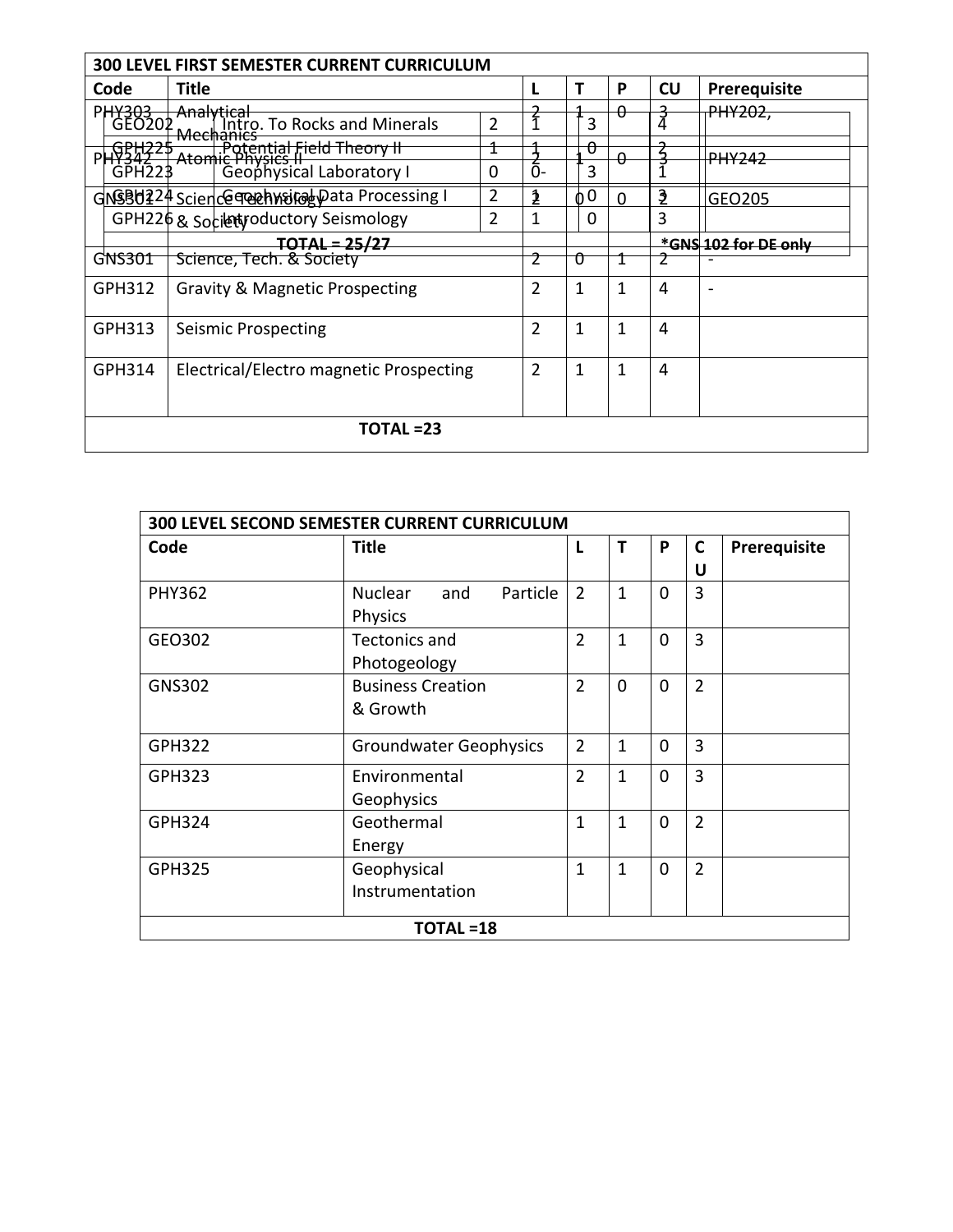| 300 LEVEL FIRST SEMESTER CURRENT CURRICULUM | | | | | | |
|---|---|---|---|---|---|---|
| **Code** | **Title** | **L** | **T** | **P** | **CU** | **Prerequisite** |
| PHY303 | Analytical Mechanics | 2 | 1 | 0 | 3 | PHY202, |
| PHY342 | Atomic Physics II | 2 | 1 | 0 | 3 | PHY242 |
| GNS301 | Science Technology & Society | 2 | 0 | 0 | 2 | |
| GNS301 | Science, Tech. & Society | 2 | 0 | 1 | 2 | - |
| GPH312 | Gravity & Magnetic Prospecting | 2 | 1 | 1 | 4 | - |
| GPH313 | Seismic Prospecting | 2 | 1 | 1 | 4 | |
| GPH314 | Electrical/Electro magnetic Prospecting | 2 | 1 | 1 | 4 | |
| **TOTAL =23** | | | | | | |

| Code | Title | L | T | P | CU | Prerequisite |
|---|---|---|---|---|---|---|
| GEO202 | Intro. To Rocks and Minerals | 2 | 1 | 3 | 4 | |
| GPH225 | Potential Field Theory II | 1 | 1 | 0 | 2 | |
| GPH223 | Geophysical Laboratory I | 0 | 0- | 3 | 1 | |
| GPH224 | Geophysical Data Processing I | 2 | 1 | 0 | 3 | GEO205 |
| GPH226 | Introductory Seismology | 2 | 1 | 0 | 3 | |
| **TOTAL = 25/27** | | | | | **\*GNS 102 for DE only** | |

| 300 LEVEL SECOND SEMESTER CURRENT CURRICULUM | | | | | | |
|---|---|---|---|---|---|---|
| **Code** | **Title** | **L** | **T** | **P** | **CU** | **Prerequisite** |
| PHY362 | Nuclear and Particle Physics | 2 | 1 | 0 | 3 | |
| GEO302 | Tectonics and Photogeology | 2 | 1 | 0 | 3 | |
| GNS302 | Business Creation & Growth | 2 | 0 | 0 | 2 | |
| GPH322 | Groundwater Geophysics | 2 | 1 | 0 | 3 | |
| GPH323 | Environmental Geophysics | 2 | 1 | 0 | 3 | |
| GPH324 | Geothermal Energy | 1 | 1 | 0 | 2 | |
| GPH325 | Geophysical Instrumentation | 1 | 1 | 0 | 2 | |
| **TOTAL =18** | | | | | | |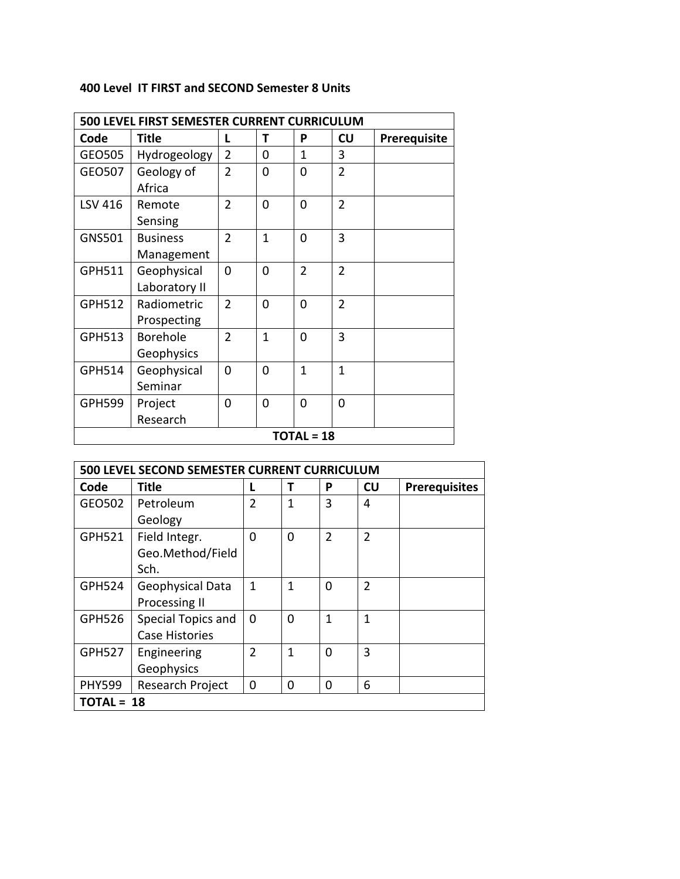**400 Level IT FIRST and SECOND Semester 8 Units**

| 500 LEVEL FIRST SEMESTER CURRENT CURRICULUM | | | | | | |
|---|---|---|---|---|---|---|
| **Code** | **Title** | **L** | **T** | **P** | **CU** | **Prerequisite** |
| GEO505 | Hydrogeology | 2 | 0 | 1 | 3 | |
| GEO507 | Geology of Africa | 2 | 0 | 0 | 2 | |
| LSV 416 | Remote Sensing | 2 | 0 | 0 | 2 | |
| GNS501 | Business Management | 2 | 1 | 0 | 3 | |
| GPH511 | Geophysical Laboratory II | 0 | 0 | 2 | 2 | |
| GPH512 | Radiometric Prospecting | 2 | 0 | 0 | 2 | |
| GPH513 | Borehole Geophysics | 2 | 1 | 0 | 3 | |
| GPH514 | Geophysical Seminar | 0 | 0 | 1 | 1 | |
| GPH599 | Project Research | 0 | 0 | 0 | 0 | |
| **TOTAL = 18** | | | | | | |

| 500 LEVEL SECOND SEMESTER CURRENT CURRICULUM | | | | | | |
|---|---|---|---|---|---|---|
| **Code** | **Title** | **L** | **T** | **P** | **CU** | **Prerequisites** |
| GEO502 | Petroleum Geology | 2 | 1 | 3 | 4 | |
| GPH521 | Field Integr. Geo.Method/Field Sch. | 0 | 0 | 2 | 2 | |
| GPH524 | Geophysical Data Processing II | 1 | 1 | 0 | 2 | |
| GPH526 | Special Topics and Case Histories | 0 | 0 | 1 | 1 | |
| GPH527 | Engineering Geophysics | 2 | 1 | 0 | 3 | |
| PHY599 | Research Project | 0 | 0 | 0 | 6 | |
| **TOTAL = 18** | | | | | | |